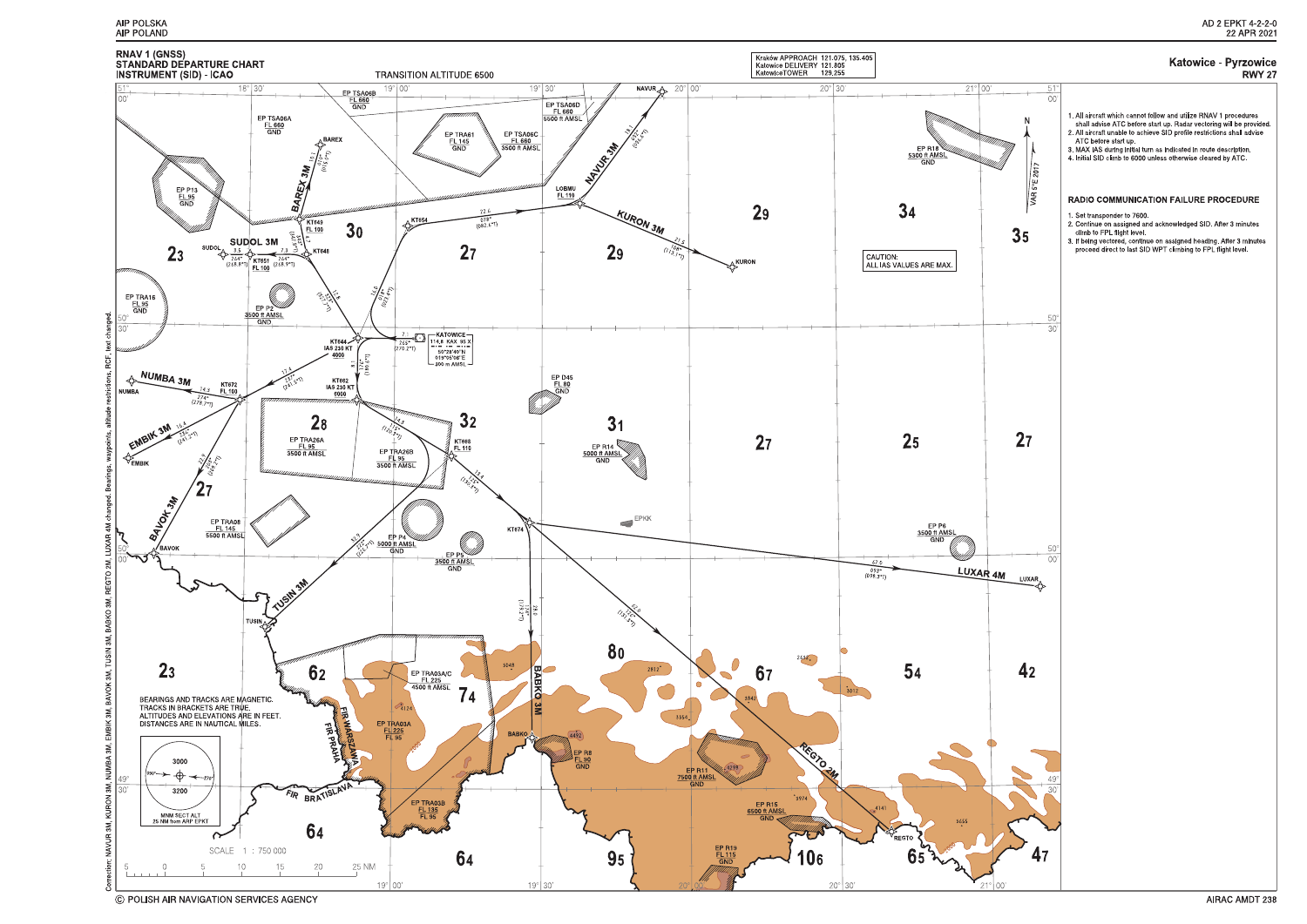AIP POLSKA
AIP POLAND

AD 2 EPKT 4-2-2-0
22 APR 2021

# RNAV 1 (GNSS) STANDARD DEPARTURE CHART INSTRUMENT (SID) - ICAO

TRANSITION ALTITUDE 6500

| | |
|---|---|
| Kraków APPROACH | 121.075, 135.405 |
| Katowice DELIVERY | 121.805 |
| Katowice TOWER | 129.255 |

**Katowice - Pyrzowice**
**RWY 27**

1. All aircraft which cannot follow and utilize RNAV 1 procedures shall advise ATC before start up. Radar vectoring will be provided.
2. All aircraft unable to achieve SID profile restrictions shall advise ATC before start up.
3. MAX IAS during initial turn as indicated in route description.
4. Initial SID climb to 6000 unless otherwise cleared by ATC.

## RADIO COMMUNICATION FAILURE PROCEDURE

1. Set transponder to 7600.
2. Continue on assigned and acknowledged SID. After 3 minutes climb to FPL flight level.
3. If being vectored, continue on assigned heading. After 3 minutes proceed direct to last SID WPT climbing to FPL flight level.

CAUTION:
ALL IAS VALUES ARE MAX.

NAVUR 3M
KURON 3M
BAREX 3M
SUDOL 3M
NUMBA 3M
EMBIK 3M
BAVOK 3M
TUSIN 3M
BABKO 3M
REGTO 2M
LUXAR 4M

KT643 FL 100
KT648
KT651 FL 100
KT654
KT644 IAS 230 KT 4000
KT662 IAS 230 KT 6000
KT672 FL 100
KT668 FL 110
KT674

KATOWICE 114.6 KAX 95 X
50°28'40"N
019°05'06"E
300 m AMSL

EP TSA06B FL 660 GND
EP TSA06A FL 660 GND
EP TSA06D FL 660 6500 ft AMSL
EP TSA06C FL 660 3500 ft AMSL
EP TRA61 FL 145 GND
LOBMU FL 110
EP P13 FL 95 GND
EP TRA16 FL 95 GND
EP P2 3500 ft AMSL GND
EP R18 5300 ft AMSL GND
EP D45 FL 80 GND
EP R14 5000 ft AMSL GND
EPKK
EP TRA26A FL 95 3500 ft AMSL
EP TRA26B FL 95 3500 ft AMSL
EP TRA08 FL 145 5500 ft AMSL
EP P4 5000 ft AMSL GND
EP P5 3500 ft AMSL GND
EP P6 3500 ft AMSL GND
EP TRA03A/C FL 225 4500 ft AMSL
EP TRA03A FL 225 FL 95
EP TRA03B FL 135 FL 95
EP R8 FL 90 GND
EP R11 7500 ft AMSL GND
EP R15 6500 ft AMSL GND
EP R19 FL 115 GND

FIR WARSZAWA
FIR PRAHA
FIR BRATISLAVA

VAR 5°E 2017

BEARINGS AND TRACKS ARE MAGNETIC.
TRACKS IN BRACKETS ARE TRUE.
ALTITUDES AND ELEVATIONS ARE IN FEET.
DISTANCES ARE IN NAUTICAL MILES.

MNM SECT ALT 25 NM from ARP EPKT
3000
3200
090°
270°

SCALE 1 : 750 000

5 0 5 10 15 20 25 NM

Correction: NAVUR 3M, KURON 3M, NUMBA 3M, EMBIK 3M, BAVOK 3M, TUSIN 3M, BABKO 3M, REGTO 2M, LUXAR 4M changed. Bearings, waypoints, altitude restrictions, RCF, text changed.

© POLISH AIR NAVIGATION SERVICES AGENCY

AIRAC AMDT 238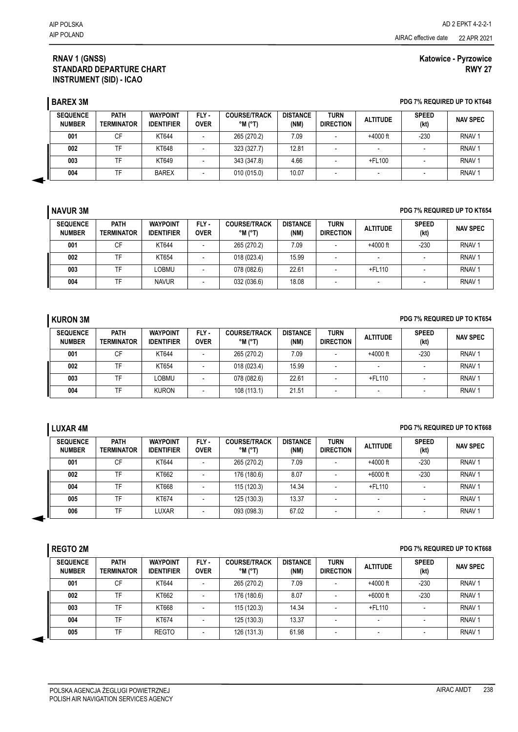# RNAV 1 (GNSS) STANDARD DEPARTURE CHART INSTRUMENT (SID) - ICAO

**Katowice - Pyrzowice**
**RWY 27**

## BAREX 3M

**PDG 7% REQUIRED UP TO KT648**

| SEQUENCE NUMBER | PATH TERMINATOR | WAYPOINT IDENTIFIER | FLY - OVER | COURSE/TRACK °M (°T) | DISTANCE (NM) | TURN DIRECTION | ALTITUDE | SPEED (kt) | NAV SPEC |
|---|---|---|---|---|---|---|---|---|---|
| 001 | CF | KT644 | - | 265 (270.2) | 7.09 | - | +4000 ft | -230 | RNAV 1 |
| 002 | TF | KT648 | - | 323 (327.7) | 12.81 | - | - | - | RNAV 1 |
| 003 | TF | KT649 | - | 343 (347.8) | 4.66 | - | +FL100 | - | RNAV 1 |
| 004 | TF | BAREX | - | 010 (015.0) | 10.07 | - | - | - | RNAV 1 |

## NAVUR 3M

**PDG 7% REQUIRED UP TO KT654**

| SEQUENCE NUMBER | PATH TERMINATOR | WAYPOINT IDENTIFIER | FLY - OVER | COURSE/TRACK °M (°T) | DISTANCE (NM) | TURN DIRECTION | ALTITUDE | SPEED (kt) | NAV SPEC |
|---|---|---|---|---|---|---|---|---|---|
| 001 | CF | KT644 | - | 265 (270.2) | 7.09 | - | +4000 ft | -230 | RNAV 1 |
| 002 | TF | KT654 | - | 018 (023.4) | 15.99 | - | - | - | RNAV 1 |
| 003 | TF | LOBMU | - | 078 (082.6) | 22.61 | - | +FL110 | - | RNAV 1 |
| 004 | TF | NAVUR | - | 032 (036.6) | 18.08 | - | - | - | RNAV 1 |

## KURON 3M

**PDG 7% REQUIRED UP TO KT654**

| SEQUENCE NUMBER | PATH TERMINATOR | WAYPOINT IDENTIFIER | FLY - OVER | COURSE/TRACK °M (°T) | DISTANCE (NM) | TURN DIRECTION | ALTITUDE | SPEED (kt) | NAV SPEC |
|---|---|---|---|---|---|---|---|---|---|
| 001 | CF | KT644 | - | 265 (270.2) | 7.09 | - | +4000 ft | -230 | RNAV 1 |
| 002 | TF | KT654 | - | 018 (023.4) | 15.99 | - | - | - | RNAV 1 |
| 003 | TF | LOBMU | - | 078 (082.6) | 22.61 | - | +FL110 | - | RNAV 1 |
| 004 | TF | KURON | - | 108 (113.1) | 21.51 | - | - | - | RNAV 1 |

## LUXAR 4M

**PDG 7% REQUIRED UP TO KT668**

| SEQUENCE NUMBER | PATH TERMINATOR | WAYPOINT IDENTIFIER | FLY - OVER | COURSE/TRACK °M (°T) | DISTANCE (NM) | TURN DIRECTION | ALTITUDE | SPEED (kt) | NAV SPEC |
|---|---|---|---|---|---|---|---|---|---|
| 001 | CF | KT644 | - | 265 (270.2) | 7.09 | - | +4000 ft | -230 | RNAV 1 |
| 002 | TF | KT662 | - | 176 (180.6) | 8.07 | - | +6000 ft | -230 | RNAV 1 |
| 004 | TF | KT668 | - | 115 (120.3) | 14.34 | - | +FL110 | - | RNAV 1 |
| 005 | TF | KT674 | - | 125 (130.3) | 13.37 | - | - | - | RNAV 1 |
| 006 | TF | LUXAR | - | 093 (098.3) | 67.02 | - | - | - | RNAV 1 |

## REGTO 2M

**PDG 7% REQUIRED UP TO KT668**

| SEQUENCE NUMBER | PATH TERMINATOR | WAYPOINT IDENTIFIER | FLY - OVER | COURSE/TRACK °M (°T) | DISTANCE (NM) | TURN DIRECTION | ALTITUDE | SPEED (kt) | NAV SPEC |
|---|---|---|---|---|---|---|---|---|---|
| 001 | CF | KT644 | - | 265 (270.2) | 7.09 | - | +4000 ft | -230 | RNAV 1 |
| 002 | TF | KT662 | - | 176 (180.6) | 8.07 | - | +6000 ft | -230 | RNAV 1 |
| 003 | TF | KT668 | - | 115 (120.3) | 14.34 | - | +FL110 | - | RNAV 1 |
| 004 | TF | KT674 | - | 125 (130.3) | 13.37 | - | - | - | RNAV 1 |
| 005 | TF | REGTO | - | 126 (131.3) | 61.98 | - | - | - | RNAV 1 |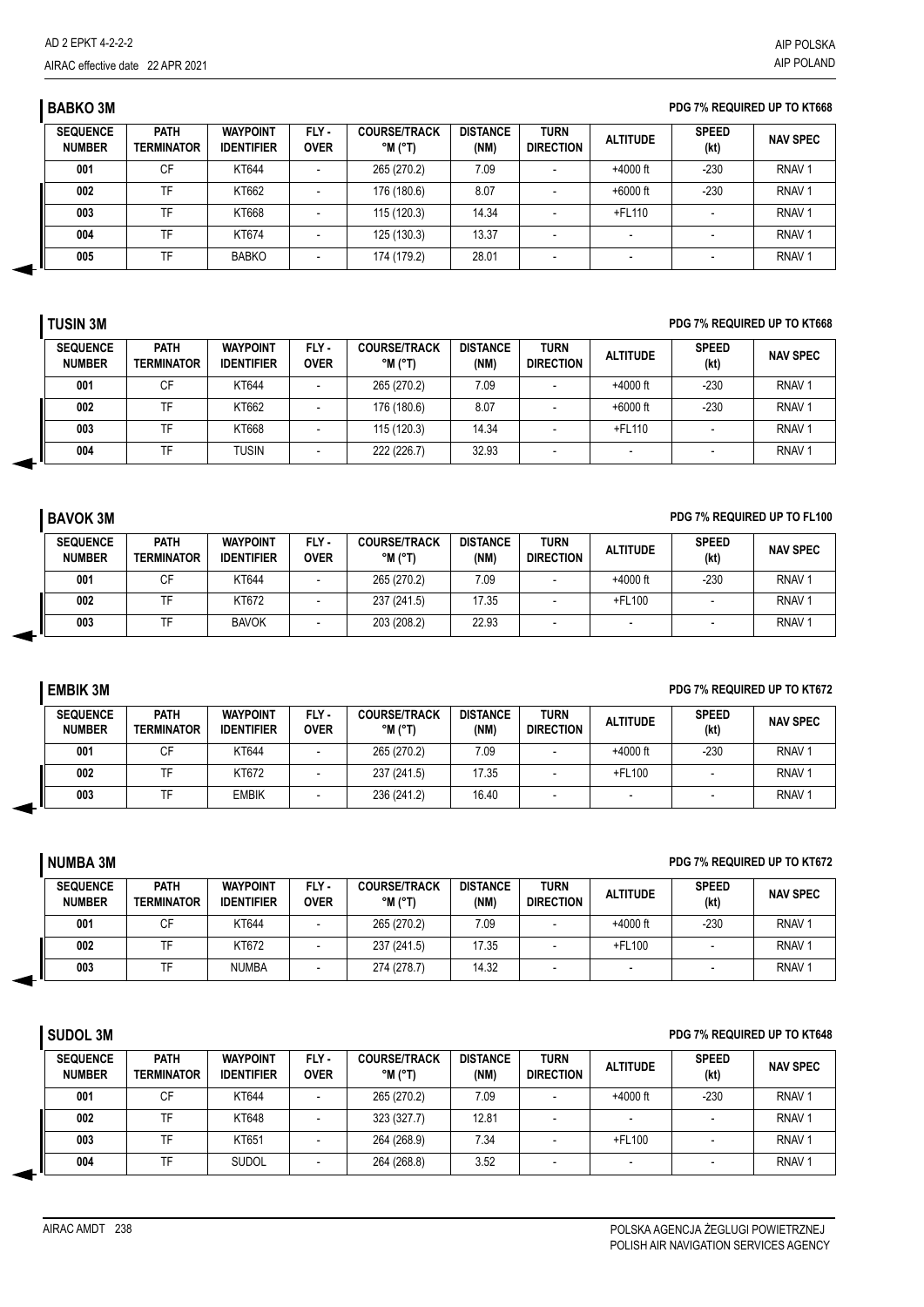## BABKO 3M

**PDG 7% REQUIRED UP TO KT668**

| SEQUENCE NUMBER | PATH TERMINATOR | WAYPOINT IDENTIFIER | FLY - OVER | COURSE/TRACK °M (°T) | DISTANCE (NM) | TURN DIRECTION | ALTITUDE | SPEED (kt) | NAV SPEC |
|---|---|---|---|---|---|---|---|---|---|
| 001 | CF | KT644 | - | 265 (270.2) | 7.09 | - | +4000 ft | -230 | RNAV 1 |
| 002 | TF | KT662 | - | 176 (180.6) | 8.07 | - | +6000 ft | -230 | RNAV 1 |
| 003 | TF | KT668 | - | 115 (120.3) | 14.34 | - | +FL110 | - | RNAV 1 |
| 004 | TF | KT674 | - | 125 (130.3) | 13.37 | - | - | - | RNAV 1 |
| 005 | TF | BABKO | - | 174 (179.2) | 28.01 | - | - | - | RNAV 1 |

## TUSIN 3M

**PDG 7% REQUIRED UP TO KT668**

| SEQUENCE NUMBER | PATH TERMINATOR | WAYPOINT IDENTIFIER | FLY - OVER | COURSE/TRACK °M (°T) | DISTANCE (NM) | TURN DIRECTION | ALTITUDE | SPEED (kt) | NAV SPEC |
|---|---|---|---|---|---|---|---|---|---|
| 001 | CF | KT644 | - | 265 (270.2) | 7.09 | - | +4000 ft | -230 | RNAV 1 |
| 002 | TF | KT662 | - | 176 (180.6) | 8.07 | - | +6000 ft | -230 | RNAV 1 |
| 003 | TF | KT668 | - | 115 (120.3) | 14.34 | - | +FL110 | - | RNAV 1 |
| 004 | TF | TUSIN | - | 222 (226.7) | 32.93 | - | - | - | RNAV 1 |

## BAVOK 3M

**PDG 7% REQUIRED UP TO FL100**

| SEQUENCE NUMBER | PATH TERMINATOR | WAYPOINT IDENTIFIER | FLY - OVER | COURSE/TRACK °M (°T) | DISTANCE (NM) | TURN DIRECTION | ALTITUDE | SPEED (kt) | NAV SPEC |
|---|---|---|---|---|---|---|---|---|---|
| 001 | CF | KT644 | - | 265 (270.2) | 7.09 | - | +4000 ft | -230 | RNAV 1 |
| 002 | TF | KT672 | - | 237 (241.5) | 17.35 | - | +FL100 | - | RNAV 1 |
| 003 | TF | BAVOK | - | 203 (208.2) | 22.93 | - | - | - | RNAV 1 |

## EMBIK 3M

**PDG 7% REQUIRED UP TO KT672**

| SEQUENCE NUMBER | PATH TERMINATOR | WAYPOINT IDENTIFIER | FLY - OVER | COURSE/TRACK °M (°T) | DISTANCE (NM) | TURN DIRECTION | ALTITUDE | SPEED (kt) | NAV SPEC |
|---|---|---|---|---|---|---|---|---|---|
| 001 | CF | KT644 | - | 265 (270.2) | 7.09 | - | +4000 ft | -230 | RNAV 1 |
| 002 | TF | KT672 | - | 237 (241.5) | 17.35 | - | +FL100 | - | RNAV 1 |
| 003 | TF | EMBIK | - | 236 (241.2) | 16.40 | - | - | - | RNAV 1 |

## NUMBA 3M

**PDG 7% REQUIRED UP TO KT672**

| SEQUENCE NUMBER | PATH TERMINATOR | WAYPOINT IDENTIFIER | FLY - OVER | COURSE/TRACK °M (°T) | DISTANCE (NM) | TURN DIRECTION | ALTITUDE | SPEED (kt) | NAV SPEC |
|---|---|---|---|---|---|---|---|---|---|
| 001 | CF | KT644 | - | 265 (270.2) | 7.09 | - | +4000 ft | -230 | RNAV 1 |
| 002 | TF | KT672 | - | 237 (241.5) | 17.35 | - | +FL100 | - | RNAV 1 |
| 003 | TF | NUMBA | - | 274 (278.7) | 14.32 | - | - | - | RNAV 1 |

## SUDOL 3M

**PDG 7% REQUIRED UP TO KT648**

| SEQUENCE NUMBER | PATH TERMINATOR | WAYPOINT IDENTIFIER | FLY - OVER | COURSE/TRACK °M (°T) | DISTANCE (NM) | TURN DIRECTION | ALTITUDE | SPEED (kt) | NAV SPEC |
|---|---|---|---|---|---|---|---|---|---|
| 001 | CF | KT644 | - | 265 (270.2) | 7.09 | - | +4000 ft | -230 | RNAV 1 |
| 002 | TF | KT648 | - | 323 (327.7) | 12.81 | - | - | - | RNAV 1 |
| 003 | TF | KT651 | - | 264 (268.9) | 7.34 | - | +FL100 | - | RNAV 1 |
| 004 | TF | SUDOL | - | 264 (268.8) | 3.52 | - | - | - | RNAV 1 |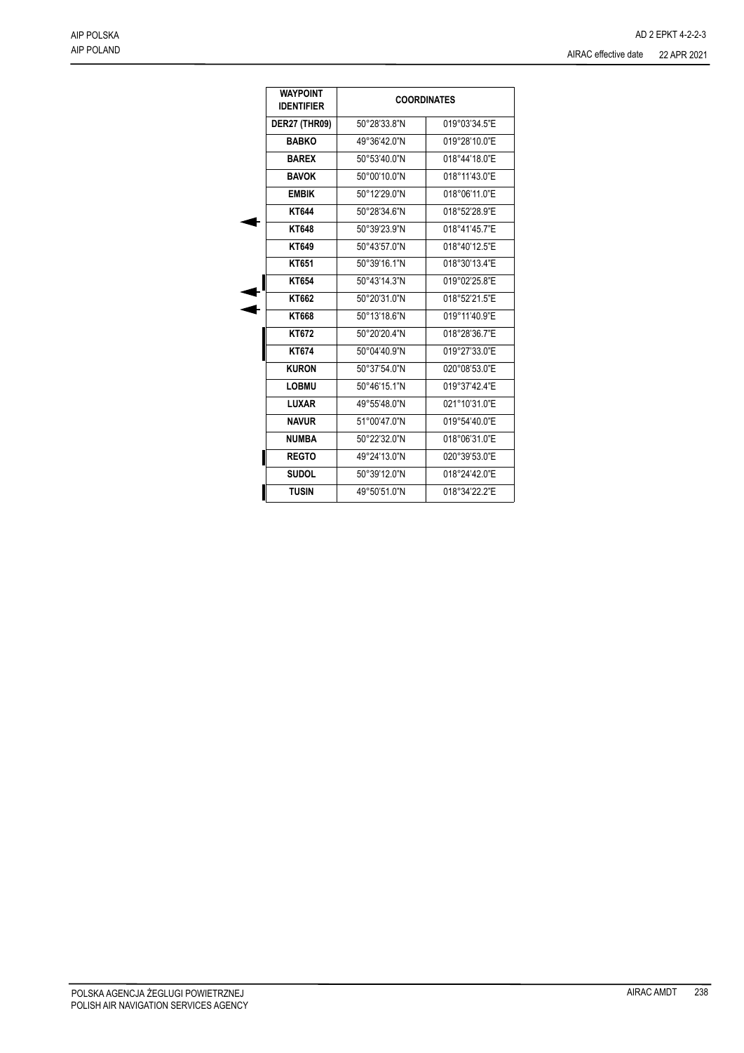| WAYPOINT IDENTIFIER | COORDINATES | |
|---|---|---|
| DER27 (THR09) | 50°28'33.8"N | 019°03'34.5"E |
| BABKO | 49°36'42.0"N | 019°28'10.0"E |
| BAREX | 50°53'40.0"N | 018°44'18.0"E |
| BAVOK | 50°00'10.0"N | 018°11'43.0"E |
| EMBIK | 50°12'29.0"N | 018°06'11.0"E |
| KT644 | 50°28'34.6"N | 018°52'28.9"E |
| KT648 | 50°39'23.9"N | 018°41'45.7"E |
| KT649 | 50°43'57.0"N | 018°40'12.5"E |
| KT651 | 50°39'16.1"N | 018°30'13.4"E |
| KT654 | 50°43'14.3"N | 019°02'25.8"E |
| KT662 | 50°20'31.0"N | 018°52'21.5"E |
| KT668 | 50°13'18.6"N | 019°11'40.9"E |
| KT672 | 50°20'20.4"N | 018°28'36.7"E |
| KT674 | 50°04'40.9"N | 019°27'33.0"E |
| KURON | 50°37'54.0"N | 020°08'53.0"E |
| LOBMU | 50°46'15.1"N | 019°37'42.4"E |
| LUXAR | 49°55'48.0"N | 021°10'31.0"E |
| NAVUR | 51°00'47.0"N | 019°54'40.0"E |
| NUMBA | 50°22'32.0"N | 018°06'31.0"E |
| REGTO | 49°24'13.0"N | 020°39'53.0"E |
| SUDOL | 50°39'12.0"N | 018°24'42.0"E |
| TUSIN | 49°50'51.0"N | 018°34'22.2"E |